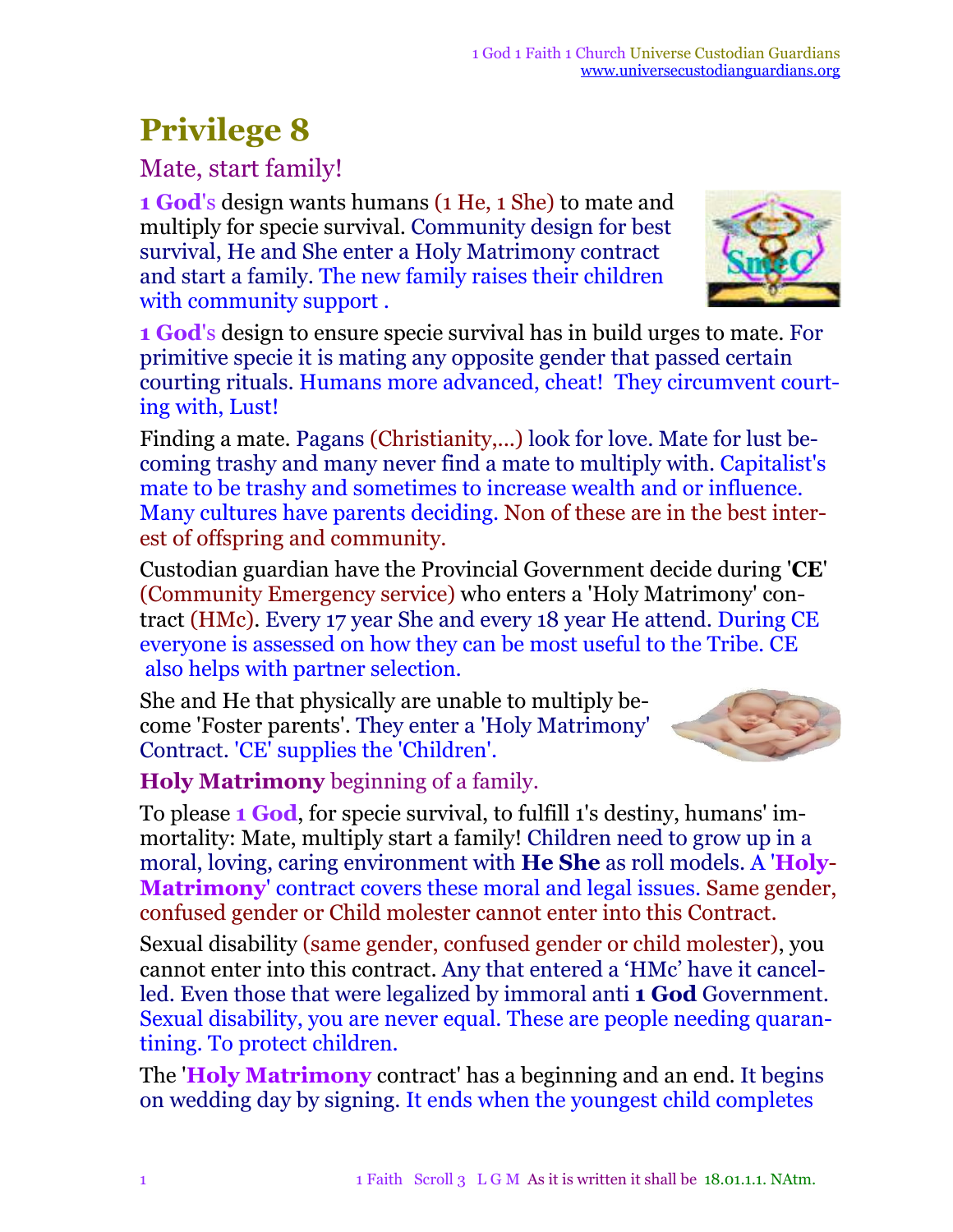# Privilege 8

## Mate, start family!

**1 God**'s design wants humans (1 He, 1 She) to mate and multiply for specie survival. Community design for best survival, He and She enter a Holy Matrimony contract and start a family. The new family raises their children with community support .

**1 God**'s design to ensure specie survival has in build urges to mate. For primitive specie it is mating any opposite gender that passed certain courting rituals. Humans more advanced, cheat! They circumvent courting with, Lust!

Finding a mate. Pagans (Christianity,...) look for love. Mate for lust becoming trashy and many never find a mate to multiply with. Capitalist's mate to be trashy and sometimes to increase wealth and or influence. Many cultures have parents deciding. Non of these are in the best interest of offspring and community.

Custodian guardian have the Provincial Government decide during '**CE**' (Community Emergency service) who enters a 'Holy Matrimony' contract (HMc). Every 17 year She and every 18 year He attend. During CE everyone is assessed on how they can be most useful to the Tribe. CE also helps with partner selection.

She and He that physically are unable to multiply become 'Foster parents'. They enter a 'Holy Matrimony' Contract. 'CE' supplies the 'Children'.

**Holy Matrimony** beginning of a family.

To please **1 God**, for specie survival, to fulfill 1's destiny, humans' immortality: Mate, multiply start a family! Children need to grow up in a moral, loving, caring environment with **He She** as roll models. A '**Holy-Matrimony**' contract covers these moral and legal issues. Same gender, confused gender or Child molester cannot enter into this Contract.

Sexual disability (same gender, confused gender or child molester), you cannot enter into this contract. Any that entered a 'HMc' have it cancelled. Even those that were legalized by immoral anti **1 God** Government. Sexual disability, you are never equal. These are people needing quarantining. To protect children.

The '**Holy Matrimony** contract' has a beginning and an end. It begins on wedding day by signing. It ends when the youngest child completes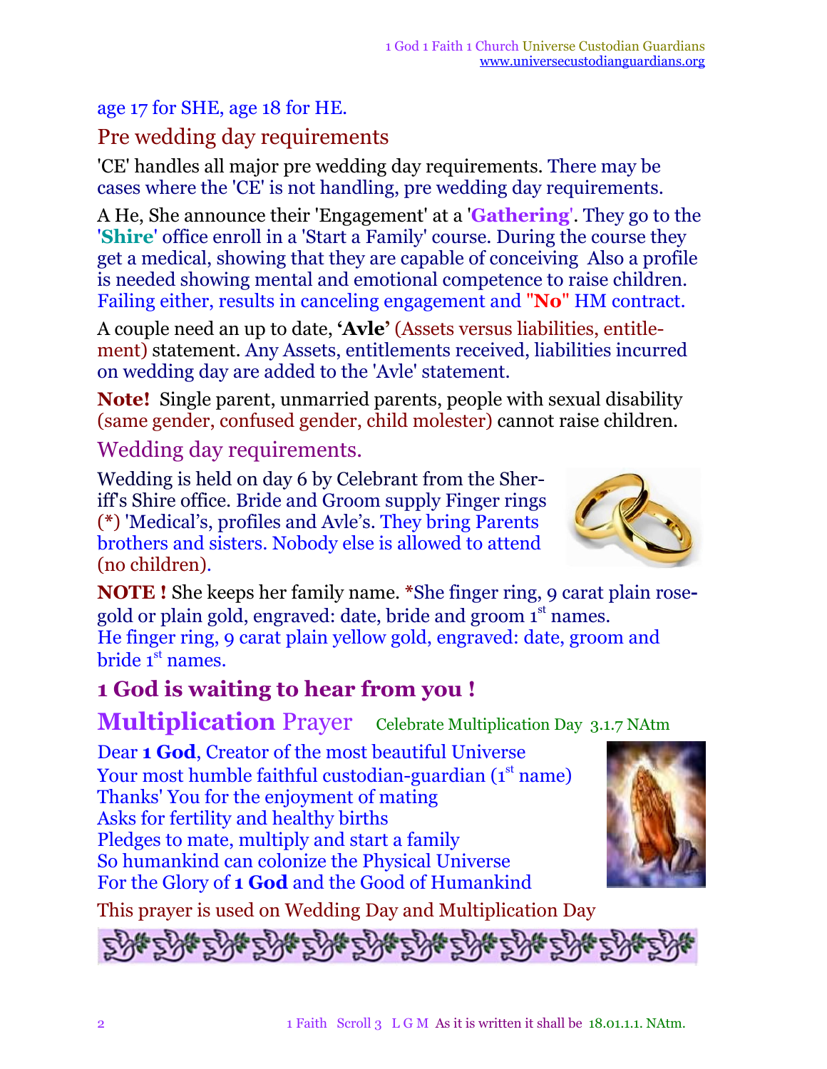age 17 for SHE, age 18 for HE.

## Pre wedding day requirements

'CE' handles all major pre wedding day requirements. There may be cases where the 'CE' is not handling, pre wedding day requirements.

A He, She announce their 'Engagement' at a '**Gathering**'. They go to the '**Shire**' office enroll in a 'Start a Family' course. During the course they get a medical, showing that they are capable of conceiving Also a profile is needed showing mental and emotional competence to raise children. Failing either, results in canceling engagement and "**No**" HM contract.

A couple need an up to date, **'Avle'** (Assets versus liabilities, entitlement) statement. Any Assets, entitlements received, liabilities incurred on wedding day are added to the 'Avle' statement.

**Note!** Single parent, unmarried parents, people with sexual disability (same gender, confused gender, child molester) cannot raise children.

## Wedding day requirements.

Wedding is held on day 6 by Celebrant from the Sheriff's Shire office. Bride and Groom supply Finger rings (*) 'Medical's, profiles and Avle's. They bring Parents brothers and sisters. Nobody else is allowed to attend (no children).

**NOTE !** She keeps her family name. *She finger ring, 9 carat plain rose-gold or plain gold, engraved: date, bride and groom 1st names.
He finger ring, 9 carat plain yellow gold, engraved: date, groom and bride 1st names.

### 1 God is waiting to hear from you !

## Multiplication Prayer

Celebrate Multiplication Day 3.1.7 NAtm

Dear **1 God**, Creator of the most beautiful Universe
Your most humble faithful custodian-guardian (1st name)
Thanks' You for the enjoyment of mating
Asks for fertility and healthy births
Pledges to mate, multiply and start a family
So humankind can colonize the Physical Universe
For the Glory of **1 God** and the Good of Humankind

This prayer is used on Wedding Day and Multiplication Day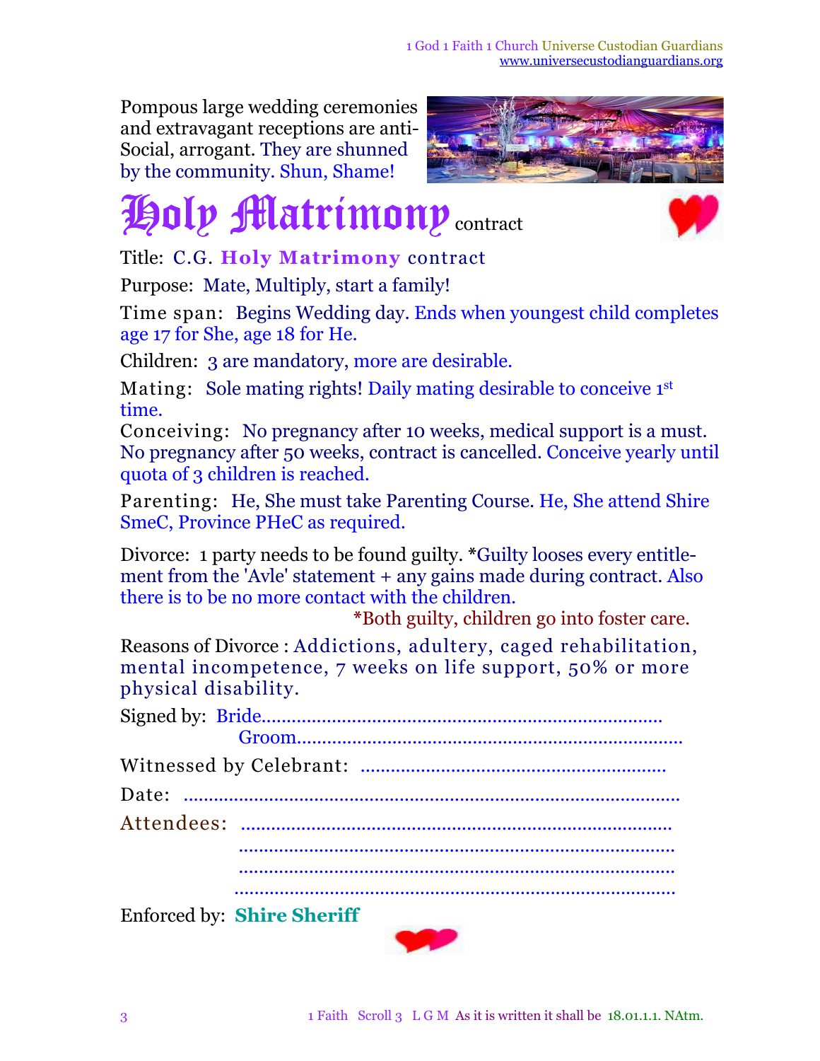Pompous large wedding ceremonies and extravagant receptions are anti-Social, arrogant. They are shunned by the community. Shun, Shame!

# Holy Matrimony contract

Title: C.G. **Holy Matrimony** contract

Purpose: Mate, Multiply, start a family!

Time span: Begins Wedding day. Ends when youngest child completes age 17 for She, age 18 for He.

Children: 3 are mandatory, more are desirable.

Mating: Sole mating rights! Daily mating desirable to conceive 1st time.

Conceiving: No pregnancy after 10 weeks, medical support is a must. No pregnancy after 50 weeks, contract is cancelled. Conceive yearly until quota of 3 children is reached.

Parenting: He, She must take Parenting Course. He, She attend Shire SmeC, Province PHeC as required.

Divorce: 1 party needs to be found guilty. *Guilty looses every entitle-ment from the 'Avle' statement + any gains made during contract. Also there is to be no more contact with the children.

*Both guilty, children go into foster care.

Reasons of Divorce : Addictions, adultery, caged rehabilitation, mental incompetence, 7 weeks on life support, 50% or more physical disability.

Signed by: Bride.................................................................................
Groom.............................................................................

Witnessed by Celebrant: ............................................................

Date: ..........................................................................................

Attendees: .....................................................................................
.....................................................................................
.....................................................................................
.....................................................................................

Enforced by: **Shire Sheriff**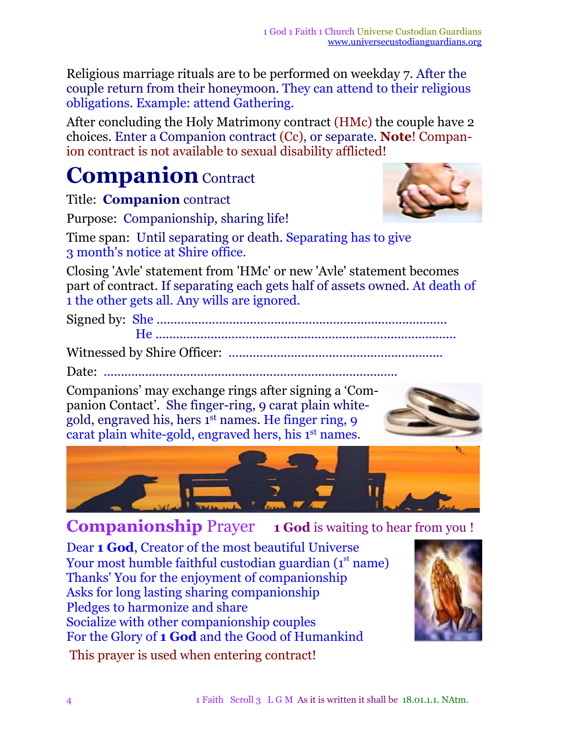Religious marriage rituals are to be performed on weekday 7. After the couple return from their honeymoon. They can attend to their religious obligations. Example: attend Gathering.

After concluding the Holy Matrimony contract (HMc) the couple have 2 choices. Enter a Companion contract (Cc), or separate. **Note**! Companion contract is not available to sexual disability afflicted!

# **Companion** Contract

Title: **Companion** contract

Purpose: Companionship, sharing life!

Time span: Until separating or death. Separating has to give 3 month's notice at Shire office.

Closing 'Avle' statement from 'HMc' or new 'Avle' statement becomes part of contract. If separating each gets half of assets owned. At death of 1 the other gets all. Any wills are ignored.

Signed by: She ...............................................................................

He ...............................................................................

Witnessed by Shire Officer: ..............................................................

Date: ...............................................................................

Companions' may exchange rings after signing a 'Companion Contact'. She finger-ring, 9 carat plain white-gold, engraved his, hers 1st names. He finger ring, 9 carat plain white-gold, engraved hers, his 1st names.

## **Companionship** Prayer

**1 God** is waiting to hear from you !

Dear **1 God**, Creator of the most beautiful Universe
Your most humble faithful custodian guardian (1st name)
Thanks' You for the enjoyment of companionship
Asks for long lasting sharing companionship
Pledges to harmonize and share
Socialize with other companionship couples
For the Glory of **1 God** and the Good of Humankind

This prayer is used when entering contract!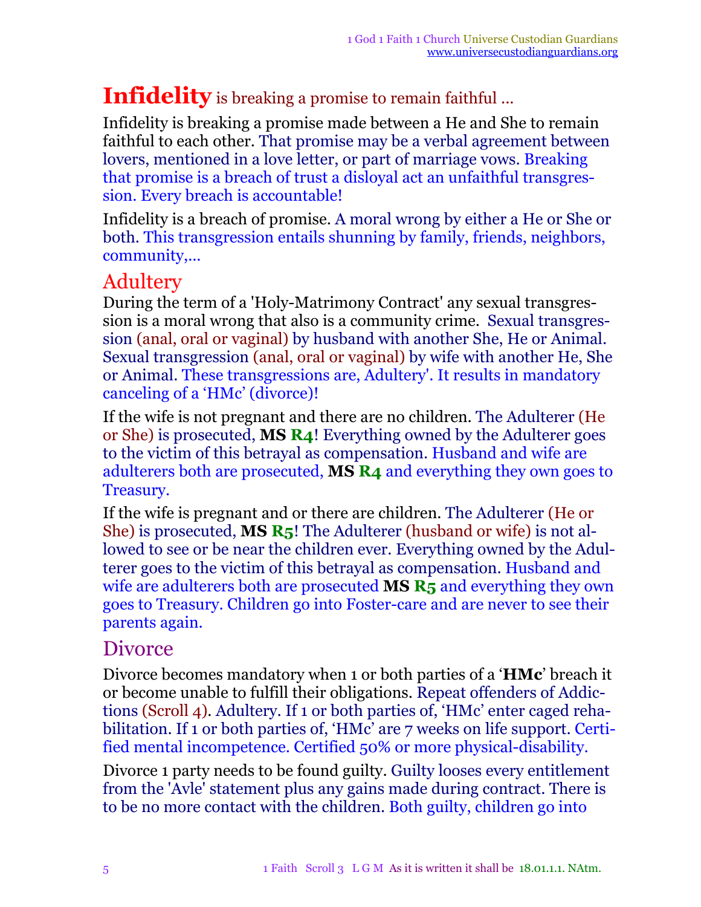## **Infidelity** is breaking a promise to remain faithful ...

Infidelity is breaking a promise made between a He and She to remain faithful to each other. That promise may be a verbal agreement between lovers, mentioned in a love letter, or part of marriage vows. Breaking that promise is a breach of trust a disloyal act an unfaithful transgression. Every breach is accountable!

Infidelity is a breach of promise. A moral wrong by either a He or She or both. This transgression entails shunning by family, friends, neighbors, community,...

### Adultery

During the term of a 'Holy-Matrimony Contract' any sexual transgression is a moral wrong that also is a community crime. Sexual transgression (anal, oral or vaginal) by husband with another She, He or Animal. Sexual transgression (anal, oral or vaginal) by wife with another He, She or Animal. These transgressions are, Adultery'. It results in mandatory canceling of a 'HMc' (divorce)!

If the wife is not pregnant and there are no children. The Adulterer (He or She) is prosecuted, **MS R4**! Everything owned by the Adulterer goes to the victim of this betrayal as compensation. Husband and wife are adulterers both are prosecuted, **MS R4** and everything they own goes to Treasury.

If the wife is pregnant and or there are children. The Adulterer (He or She) is prosecuted, **MS R5**! The Adulterer (husband or wife) is not allowed to see or be near the children ever. Everything owned by the Adulterer goes to the victim of this betrayal as compensation. Husband and wife are adulterers both are prosecuted **MS R5** and everything they own goes to Treasury. Children go into Foster-care and are never to see their parents again.

### Divorce

Divorce becomes mandatory when 1 or both parties of a '**HMc**' breach it or become unable to fulfill their obligations. Repeat offenders of Addictions (Scroll 4). Adultery. If 1 or both parties of, 'HMc' enter caged rehabilitation. If 1 or both parties of, 'HMc' are 7 weeks on life support. Certified mental incompetence. Certified 50% or more physical-disability.

Divorce 1 party needs to be found guilty. Guilty looses every entitlement from the 'Avle' statement plus any gains made during contract. There is to be no more contact with the children. Both guilty, children go into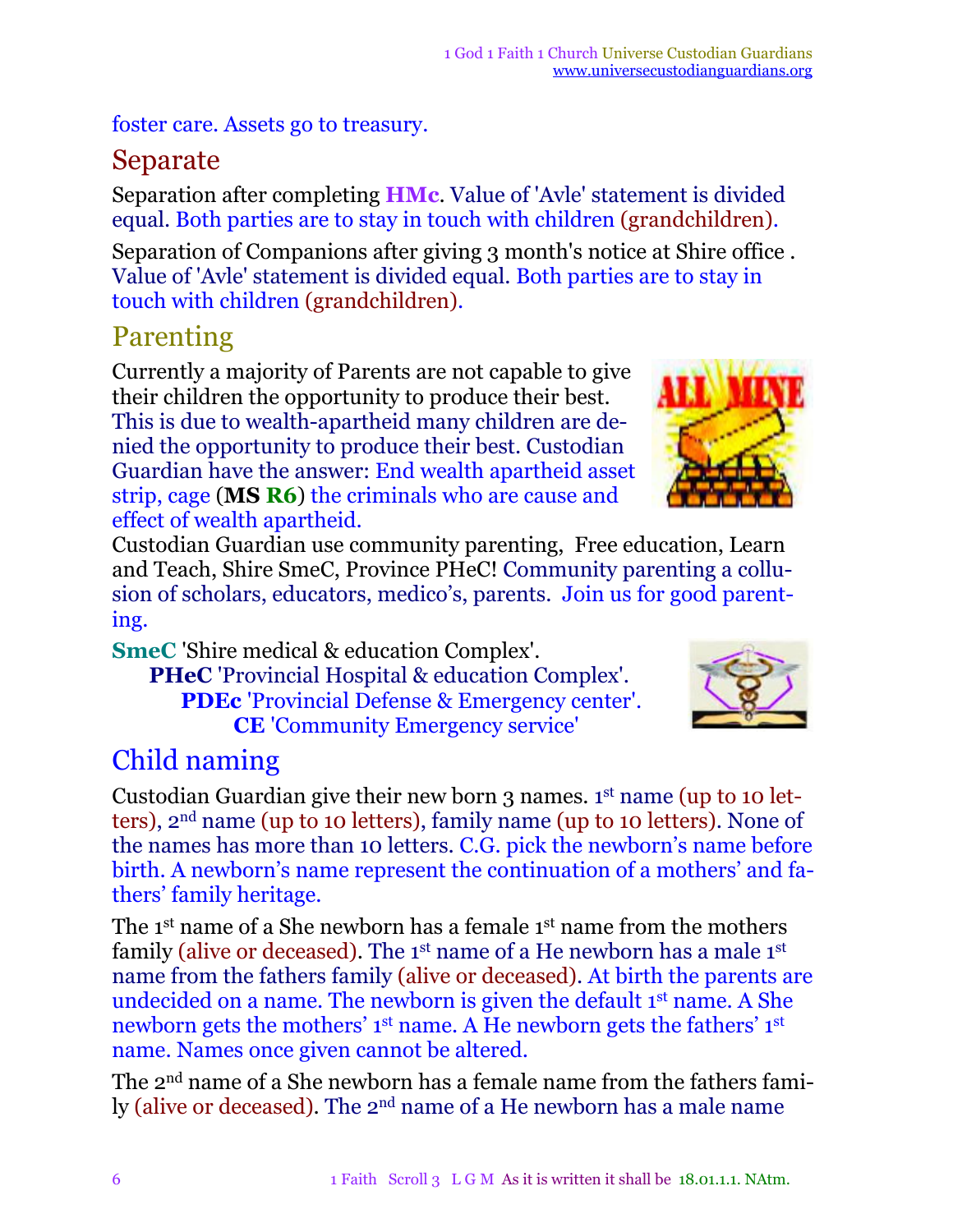foster care. Assets go to treasury.

## Separate

Separation after completing **HMc**. Value of 'Avle' statement is divided equal. Both parties are to stay in touch with children (grandchildren).

Separation of Companions after giving 3 month's notice at Shire office . Value of 'Avle' statement is divided equal. Both parties are to stay in touch with children (grandchildren).

## Parenting

Currently a majority of Parents are not capable to give their children the opportunity to produce their best. This is due to wealth-apartheid many children are denied the opportunity to produce their best. Custodian Guardian have the answer: End wealth apartheid asset strip, cage (**MS R6**) the criminals who are cause and effect of wealth apartheid.

Custodian Guardian use community parenting, Free education, Learn and Teach, Shire SmeC, Province PHeC! Community parenting a collusion of scholars, educators, medico's, parents. Join us for good parenting.

**SmeC** 'Shire medical & education Complex'.
**PHeC** 'Provincial Hospital & education Complex'.
**PDEc** 'Provincial Defense & Emergency center'.
**CE** 'Community Emergency service'

## Child naming

Custodian Guardian give their new born 3 names. 1st name (up to 10 letters), 2nd name (up to 10 letters), family name (up to 10 letters). None of the names has more than 10 letters. C.G. pick the newborn's name before birth. A newborn's name represent the continuation of a mothers' and fathers' family heritage.

The 1st name of a She newborn has a female 1st name from the mothers family (alive or deceased). The 1st name of a He newborn has a male 1st name from the fathers family (alive or deceased). At birth the parents are undecided on a name. The newborn is given the default 1st name. A She newborn gets the mothers' 1st name. A He newborn gets the fathers' 1st name. Names once given cannot be altered.

The 2nd name of a She newborn has a female name from the fathers family (alive or deceased). The 2nd name of a He newborn has a male name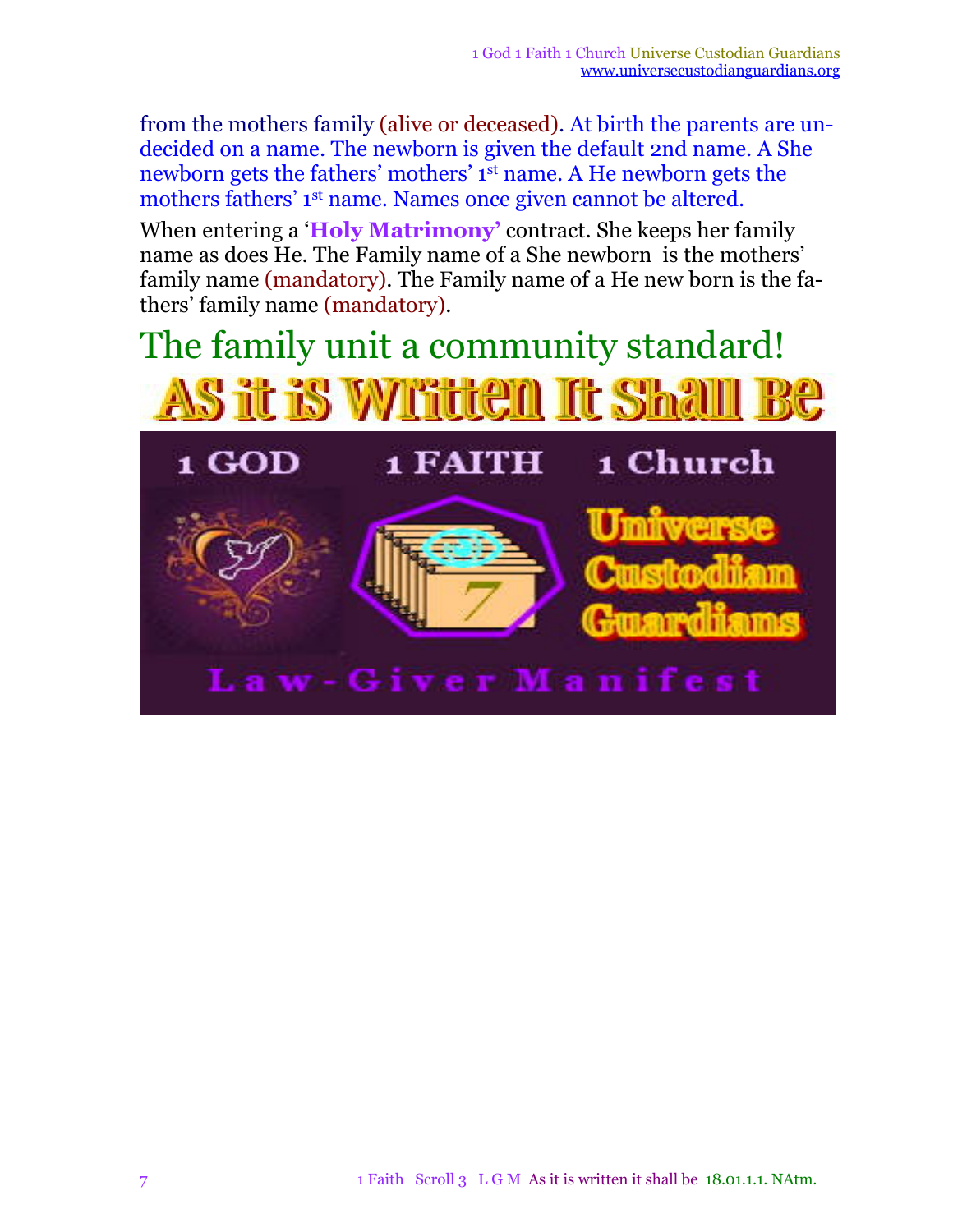from the mothers family (alive or deceased). At birth the parents are undecided on a name. The newborn is given the default 2nd name. A She newborn gets the fathers' mothers' 1st name. A He newborn gets the mothers fathers' 1st name. Names once given cannot be altered.

When entering a '**Holy Matrimony'** contract. She keeps her family name as does He. The Family name of a She newborn is the mothers' family name (mandatory). The Family name of a He new born is the fathers' family name (mandatory).

# The family unit a community standard!

**AS it iS Written It Shall Be**

1 GOD 1 FAITH 1 Church

Universe Custodian Guardians

Law-Giver Manifest